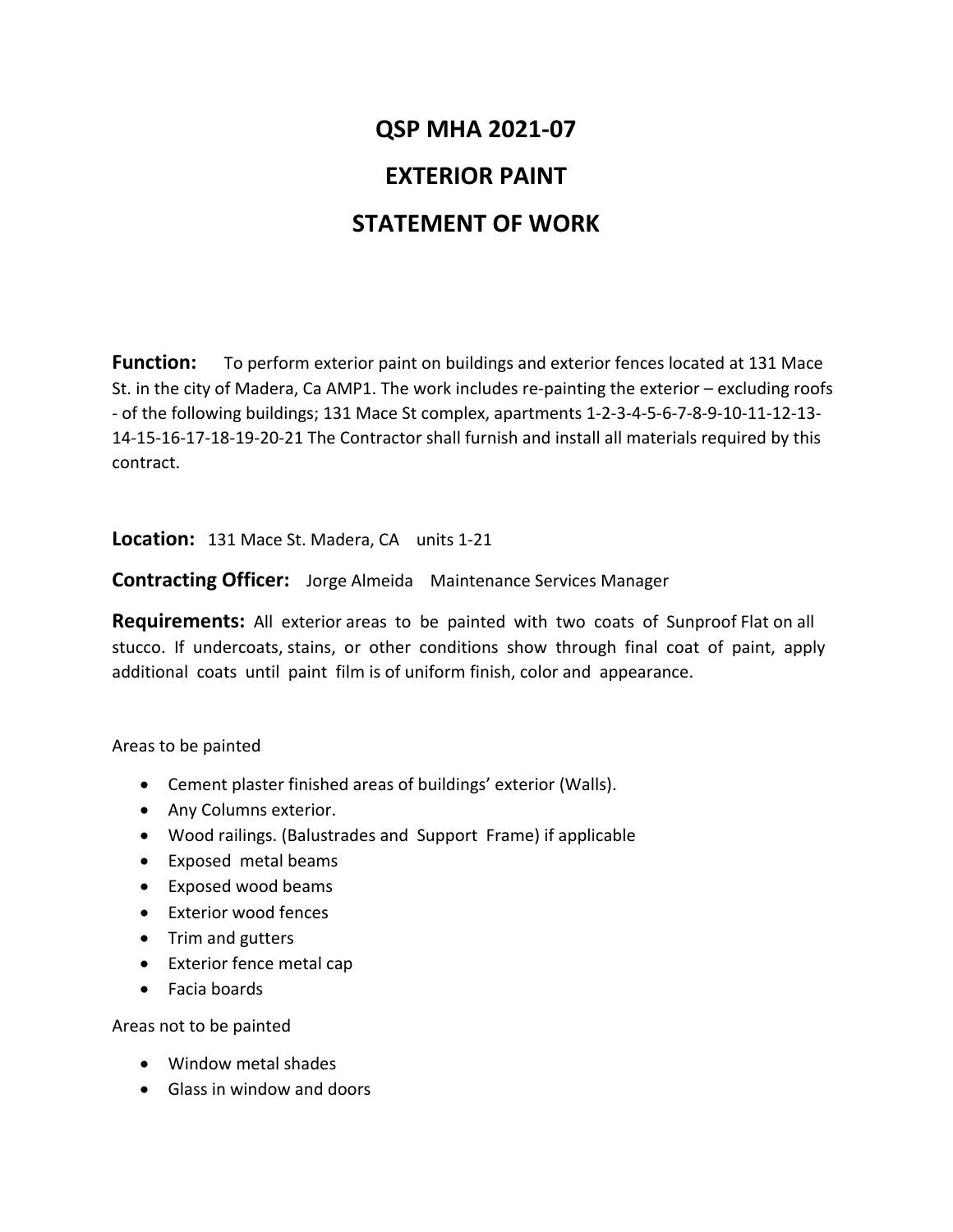# QSP MHA 2021-07

# EXTERIOR PAINT

# STATEMENT OF WORK

**Function:** To perform exterior paint on buildings and exterior fences located at 131 Mace St. in the city of Madera, Ca AMP1. The work includes re-painting the exterior – excluding roofs - of the following buildings; 131 Mace St complex, apartments 1-2-3-4-5-6-7-8-9-10-11-12-13-14-15-16-17-18-19-20-21 The Contractor shall furnish and install all materials required by this contract.

**Location:** 131 Mace St. Madera, CA units 1-21

**Contracting Officer:** Jorge Almeida Maintenance Services Manager

**Requirements:** All exterior areas to be painted with two coats of Sunproof Flat on all stucco. If undercoats, stains, or other conditions show through final coat of paint, apply additional coats until paint film is of uniform finish, color and appearance.

Areas to be painted

- Cement plaster finished areas of buildings' exterior (Walls).
- Any Columns exterior.
- Wood railings. (Balustrades and Support Frame) if applicable
- Exposed metal beams
- Exposed wood beams
- Exterior wood fences
- Trim and gutters
- Exterior fence metal cap
- Facia boards

Areas not to be painted

- Window metal shades
- Glass in window and doors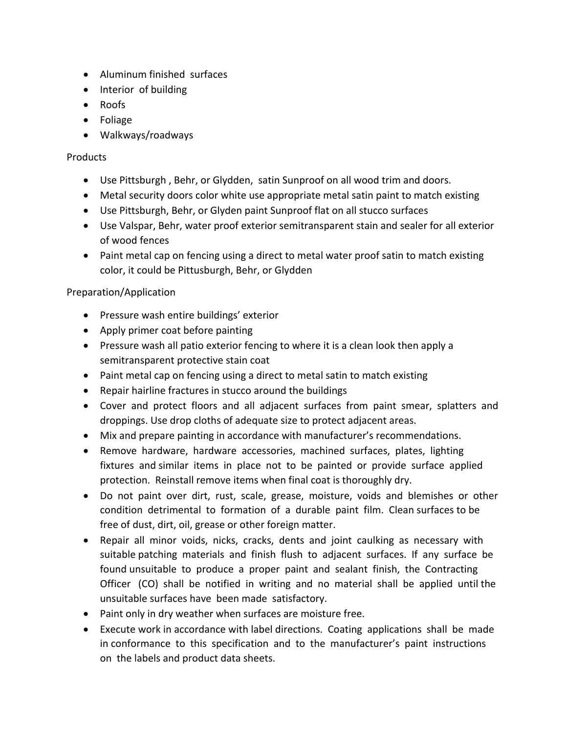- Aluminum finished surfaces
- Interior of building
- Roofs
- Foliage
- Walkways/roadways

Products

- Use Pittsburgh , Behr, or Glydden, satin Sunproof on all wood trim and doors.
- Metal security doors color white use appropriate metal satin paint to match existing
- Use Pittsburgh, Behr, or Glyden paint Sunproof flat on all stucco surfaces
- Use Valspar, Behr, water proof exterior semitransparent stain and sealer for all exterior of wood fences
- Paint metal cap on fencing using a direct to metal water proof satin to match existing color, it could be Pittusburgh, Behr, or Glydden

Preparation/Application

- Pressure wash entire buildings' exterior
- Apply primer coat before painting
- Pressure wash all patio exterior fencing to where it is a clean look then apply a semitransparent protective stain coat
- Paint metal cap on fencing using a direct to metal satin to match existing
- Repair hairline fractures in stucco around the buildings
- Cover and protect floors and all adjacent surfaces from paint smear, splatters and droppings. Use drop cloths of adequate size to protect adjacent areas.
- Mix and prepare painting in accordance with manufacturer's recommendations.
- Remove hardware, hardware accessories, machined surfaces, plates, lighting fixtures and similar items in place not to be painted or provide surface applied protection. Reinstall remove items when final coat is thoroughly dry.
- Do not paint over dirt, rust, scale, grease, moisture, voids and blemishes or other condition detrimental to formation of a durable paint film. Clean surfaces to be free of dust, dirt, oil, grease or other foreign matter.
- Repair all minor voids, nicks, cracks, dents and joint caulking as necessary with suitable patching materials and finish flush to adjacent surfaces. If any surface be found unsuitable to produce a proper paint and sealant finish, the Contracting Officer (CO) shall be notified in writing and no material shall be applied until the unsuitable surfaces have been made satisfactory.
- Paint only in dry weather when surfaces are moisture free.
- Execute work in accordance with label directions. Coating applications shall be made in conformance to this specification and to the manufacturer's paint instructions on the labels and product data sheets.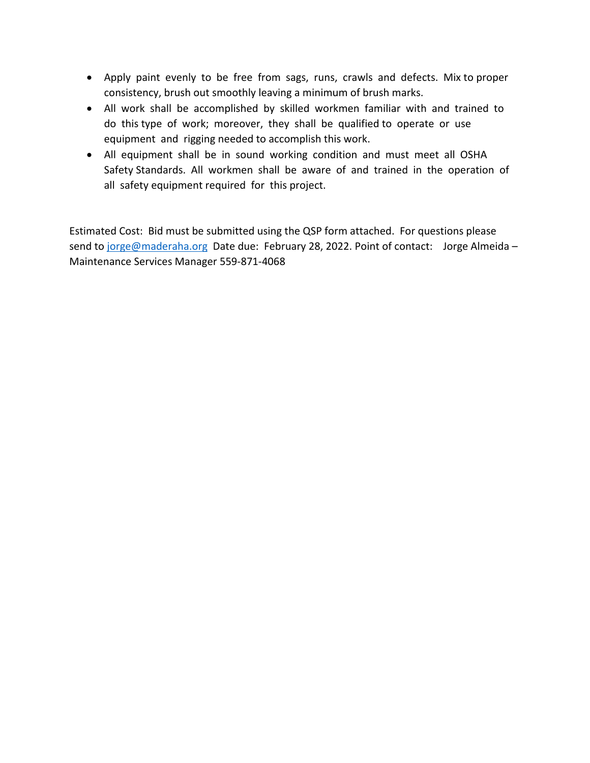- Apply paint evenly to be free from sags, runs, crawls and defects. Mix to proper consistency, brush out smoothly leaving a minimum of brush marks.
- All work shall be accomplished by skilled workmen familiar with and trained to do this type of work; moreover, they shall be qualified to operate or use equipment and rigging needed to accomplish this work.
- All equipment shall be in sound working condition and must meet all OSHA Safety Standards. All workmen shall be aware of and trained in the operation of all safety equipment required for this project.

Estimated Cost: Bid must be submitted using the QSP form attached. For questions please send to jorge@maderaha.org Date due: February 28, 2022. Point of contact: Jorge Almeida – Maintenance Services Manager 559-871-4068